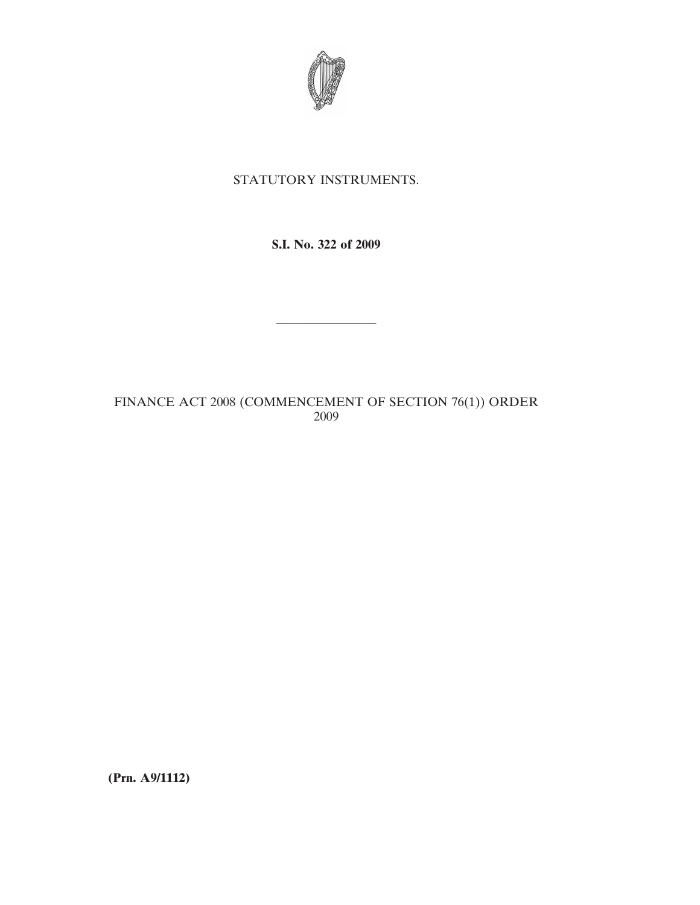STATUTORY INSTRUMENTS.

**S.I. No. 322 of 2009**

———————

FINANCE ACT 2008 (COMMENCEMENT OF SECTION 76(1)) ORDER 2009

**(Prn. A9/1112)**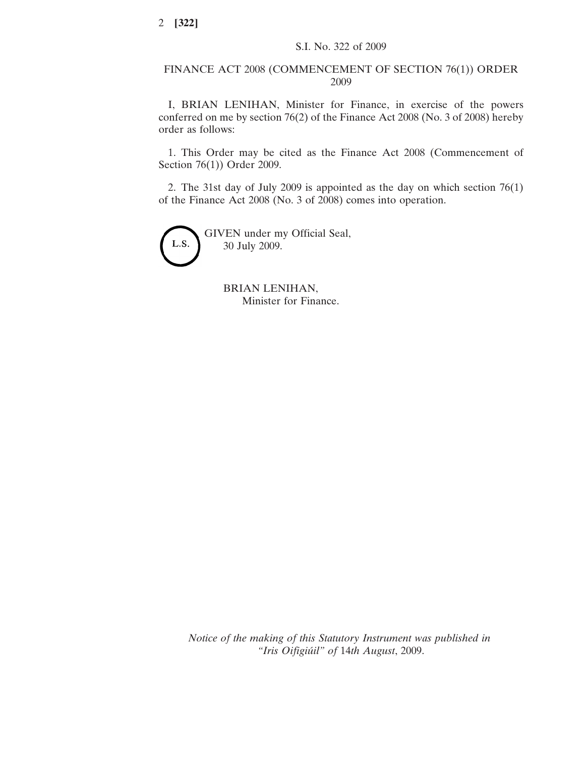S.I. No. 322 of 2009

# FINANCE ACT 2008 (COMMENCEMENT OF SECTION 76(1)) ORDER 2009

I, BRIAN LENIHAN, Minister for Finance, in exercise of the powers conferred on me by section 76(2) of the Finance Act 2008 (No. 3 of 2008) hereby order as follows:

1. This Order may be cited as the Finance Act 2008 (Commencement of Section 76(1)) Order 2009.

2. The 31st day of July 2009 is appointed as the day on which section 76(1) of the Finance Act 2008 (No. 3 of 2008) comes into operation.

L.S.

GIVEN under my Official Seal,
30 July 2009.

BRIAN LENIHAN,
Minister for Finance.

*Notice of the making of this Statutory Instrument was published in "Iris Oifigiúil" of 14th August*, 2009.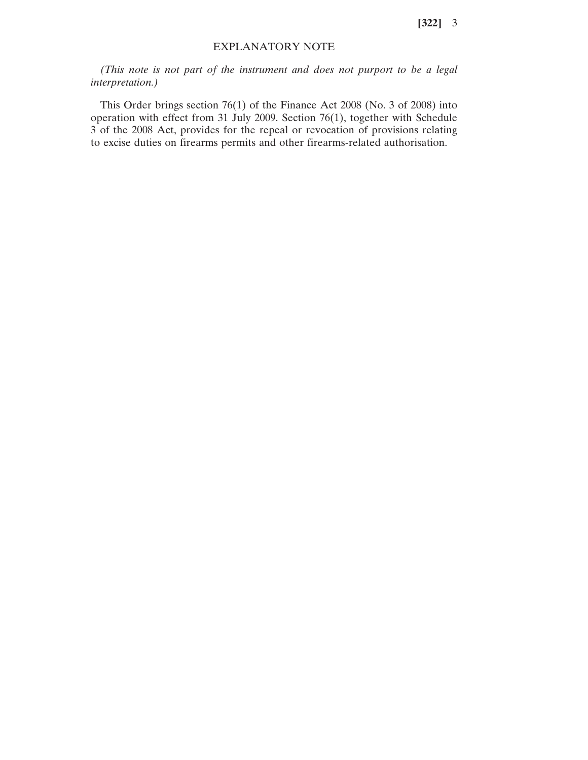## EXPLANATORY NOTE

*(This note is not part of the instrument and does not purport to be a legal interpretation.)*

This Order brings section 76(1) of the Finance Act 2008 (No. 3 of 2008) into operation with effect from 31 July 2009. Section 76(1), together with Schedule 3 of the 2008 Act, provides for the repeal or revocation of provisions relating to excise duties on firearms permits and other firearms-related authorisation.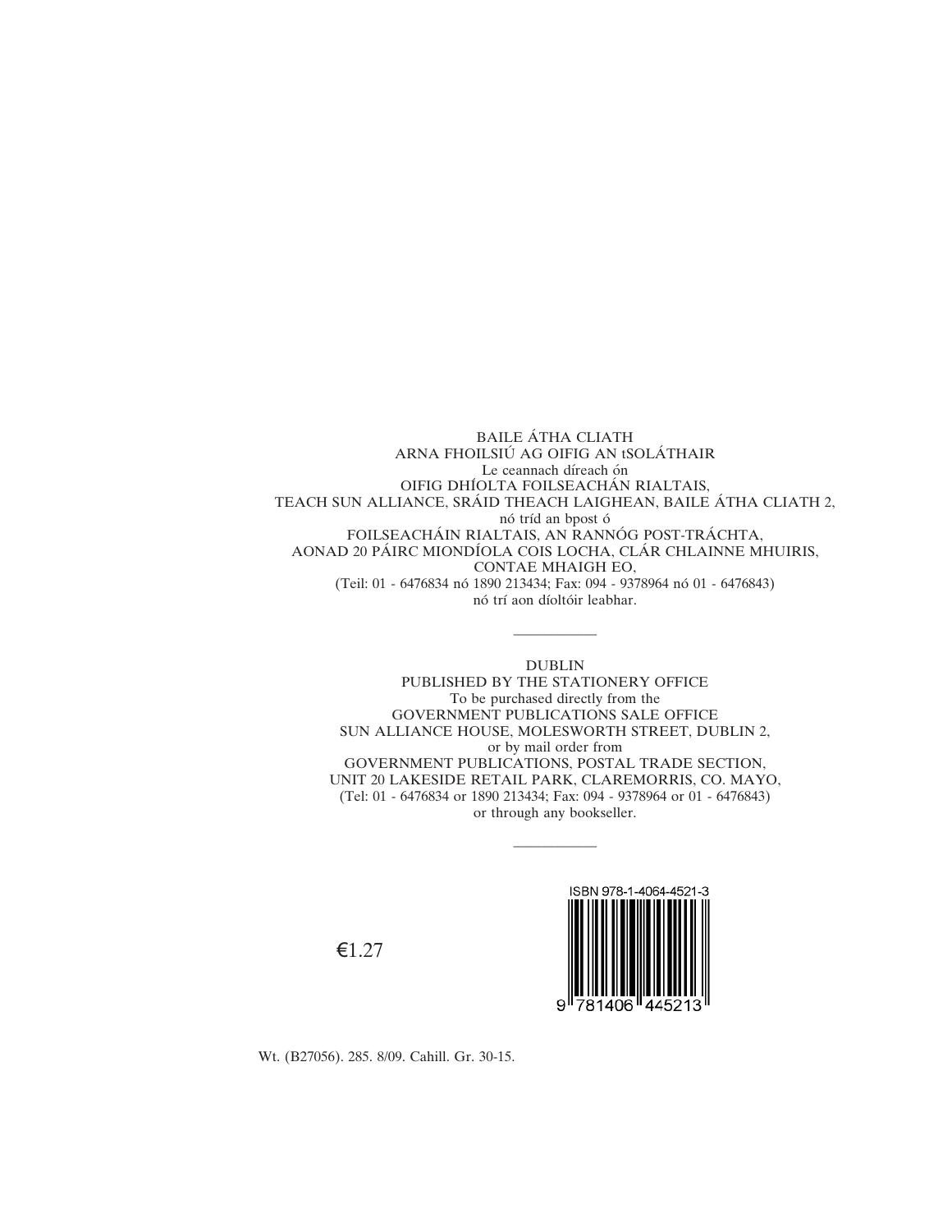BAILE ÁTHA CLIATH
ARNA FHOILSIÚ AG OIFIG AN tSOLÁTHAIR
Le ceannach díreach ón
OIFIG DHÍOLTA FOILSEACHÁN RIALTAIS,
TEACH SUN ALLIANCE, SRÁID THEACH LAIGHEAN, BAILE ÁTHA CLIATH 2,
nó tríd an bpost ó
FOILSEACHÁIN RIALTAIS, AN RANNÓG POST-TRÁCHTA,
AONAD 20 PÁIRC MIONDÍOLA COIS LOCHA, CLÁR CHLAINNE MHUIRIS,
CONTAE MHAIGH EO,
(Teil: 01 - 6476834 nó 1890 213434; Fax: 094 - 9378964 nó 01 - 6476843)
nó trí aon díoltóir leabhar.

---

DUBLIN
PUBLISHED BY THE STATIONERY OFFICE
To be purchased directly from the
GOVERNMENT PUBLICATIONS SALE OFFICE
SUN ALLIANCE HOUSE, MOLESWORTH STREET, DUBLIN 2,
or by mail order from
GOVERNMENT PUBLICATIONS, POSTAL TRADE SECTION,
UNIT 20 LAKESIDE RETAIL PARK, CLAREMORRIS, CO. MAYO,
(Tel: 01 - 6476834 or 1890 213434; Fax: 094 - 9378964 or 01 - 6476843)
or through any bookseller.

---

€1.27

ISBN 978-1-4064-4521-3

9 781406 445213

Wt. (B27056). 285. 8/09. Cahill. Gr. 30-15.